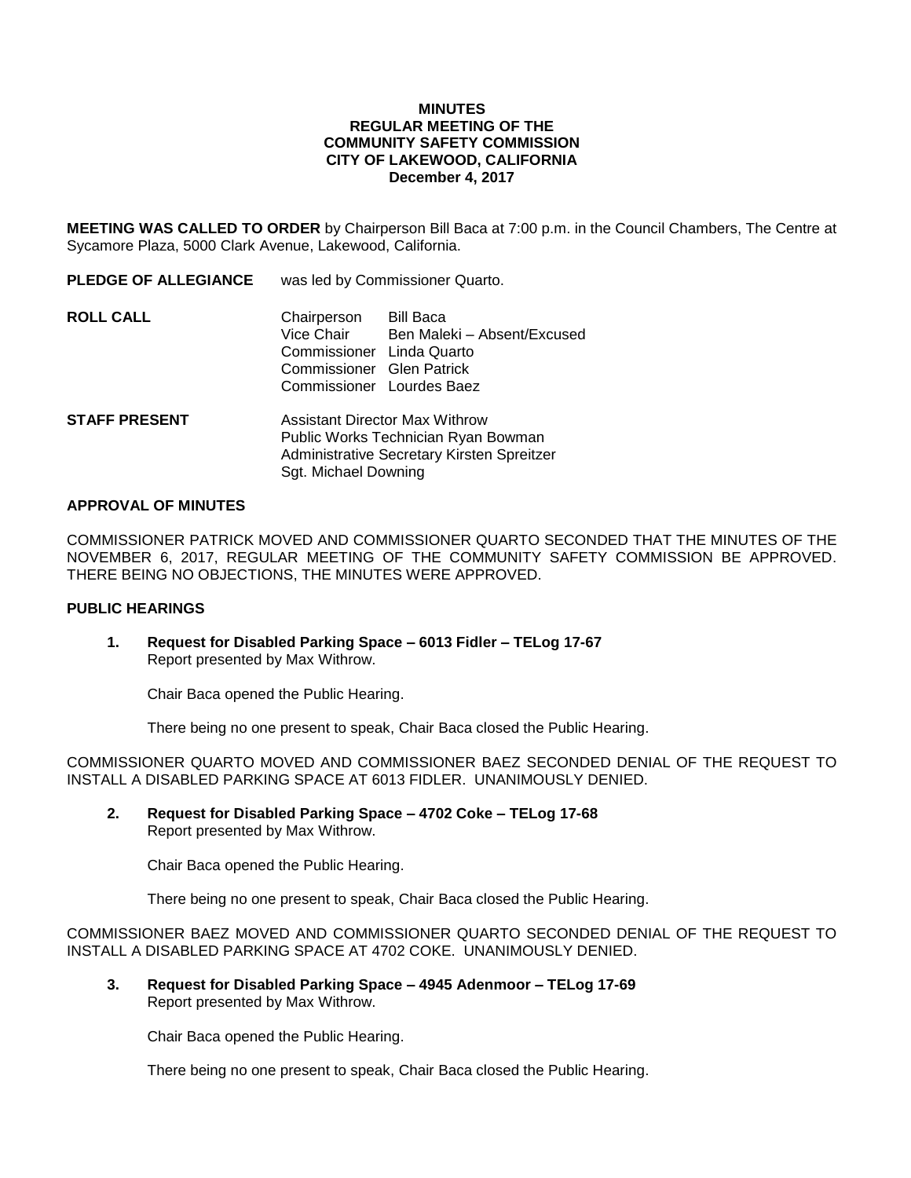**MINUTES**
**REGULAR MEETING OF THE**
**COMMUNITY SAFETY COMMISSION**
**CITY OF LAKEWOOD, CALIFORNIA**
**December 4, 2017**

**MEETING WAS CALLED TO ORDER** by Chairperson Bill Baca at 7:00 p.m. in the Council Chambers, The Centre at Sycamore Plaza, 5000 Clark Avenue, Lakewood, California.

**PLEDGE OF ALLEGIANCE** was led by Commissioner Quarto.

**ROLL CALL**

| | |
|---|---|
| Chairperson | Bill Baca |
| Vice Chair | Ben Maleki – Absent/Excused |
| Commissioner | Linda Quarto |
| Commissioner | Glen Patrick |
| Commissioner | Lourdes Baez |

**STAFF PRESENT**

Assistant Director Max Withrow
Public Works Technician Ryan Bowman
Administrative Secretary Kirsten Spreitzer
Sgt. Michael Downing

**APPROVAL OF MINUTES**

COMMISSIONER PATRICK MOVED AND COMMISSIONER QUARTO SECONDED THAT THE MINUTES OF THE NOVEMBER 6, 2017, REGULAR MEETING OF THE COMMUNITY SAFETY COMMISSION BE APPROVED. THERE BEING NO OBJECTIONS, THE MINUTES WERE APPROVED.

**PUBLIC HEARINGS**

1. **Request for Disabled Parking Space – 6013 Fidler – TELog 17-67**
   Report presented by Max Withrow.

   Chair Baca opened the Public Hearing.

   There being no one present to speak, Chair Baca closed the Public Hearing.

COMMISSIONER QUARTO MOVED AND COMMISSIONER BAEZ SECONDED DENIAL OF THE REQUEST TO INSTALL A DISABLED PARKING SPACE AT 6013 FIDLER. UNANIMOUSLY DENIED.

2. **Request for Disabled Parking Space – 4702 Coke – TELog 17-68**
   Report presented by Max Withrow.

   Chair Baca opened the Public Hearing.

   There being no one present to speak, Chair Baca closed the Public Hearing.

COMMISSIONER BAEZ MOVED AND COMMISSIONER QUARTO SECONDED DENIAL OF THE REQUEST TO INSTALL A DISABLED PARKING SPACE AT 4702 COKE. UNANIMOUSLY DENIED.

3. **Request for Disabled Parking Space – 4945 Adenmoor – TELog 17-69**
   Report presented by Max Withrow.

   Chair Baca opened the Public Hearing.

   There being no one present to speak, Chair Baca closed the Public Hearing.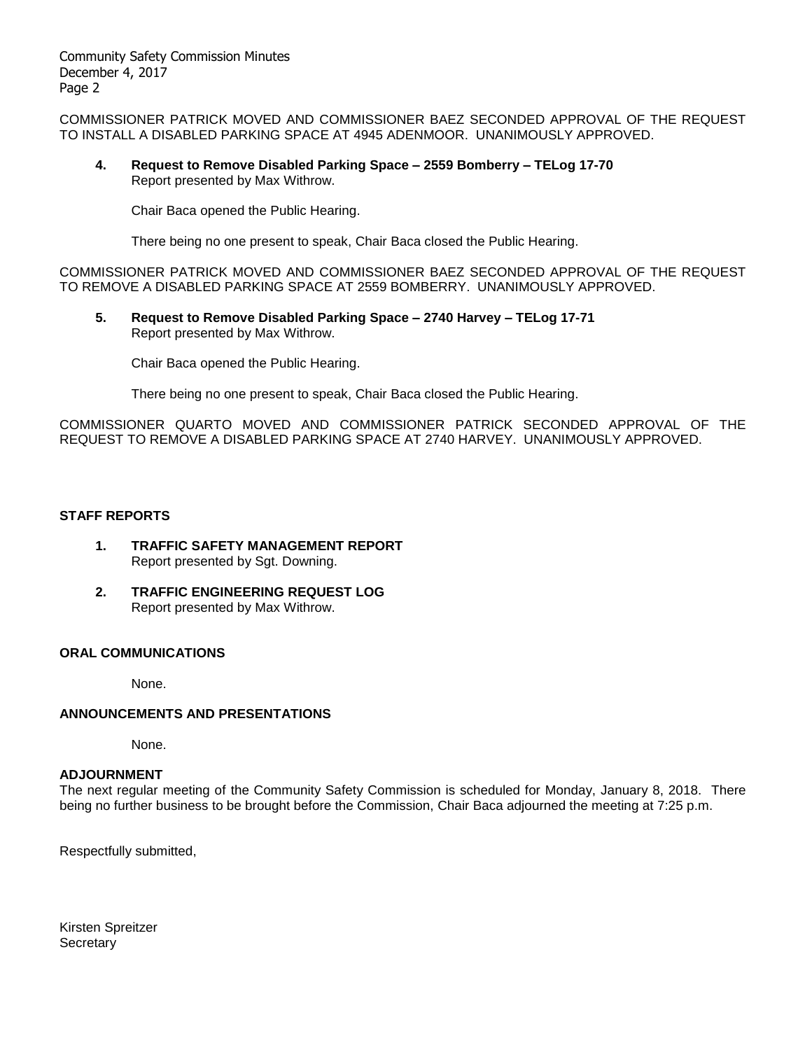COMMISSIONER PATRICK MOVED AND COMMISSIONER BAEZ SECONDED APPROVAL OF THE REQUEST TO INSTALL A DISABLED PARKING SPACE AT 4945 ADENMOOR. UNANIMOUSLY APPROVED.

**4. Request to Remove Disabled Parking Space – 2559 Bomberry – TELog 17-70**
Report presented by Max Withrow.

Chair Baca opened the Public Hearing.

There being no one present to speak, Chair Baca closed the Public Hearing.

COMMISSIONER PATRICK MOVED AND COMMISSIONER BAEZ SECONDED APPROVAL OF THE REQUEST TO REMOVE A DISABLED PARKING SPACE AT 2559 BOMBERRY. UNANIMOUSLY APPROVED.

**5. Request to Remove Disabled Parking Space – 2740 Harvey – TELog 17-71**
Report presented by Max Withrow.

Chair Baca opened the Public Hearing.

There being no one present to speak, Chair Baca closed the Public Hearing.

COMMISSIONER QUARTO MOVED AND COMMISSIONER PATRICK SECONDED APPROVAL OF THE REQUEST TO REMOVE A DISABLED PARKING SPACE AT 2740 HARVEY. UNANIMOUSLY APPROVED.

## STAFF REPORTS

**1. TRAFFIC SAFETY MANAGEMENT REPORT**
Report presented by Sgt. Downing.

**2. TRAFFIC ENGINEERING REQUEST LOG**
Report presented by Max Withrow.

## ORAL COMMUNICATIONS

None.

## ANNOUNCEMENTS AND PRESENTATIONS

None.

## ADJOURNMENT

The next regular meeting of the Community Safety Commission is scheduled for Monday, January 8, 2018. There being no further business to be brought before the Commission, Chair Baca adjourned the meeting at 7:25 p.m.

Respectfully submitted,

Kirsten Spreitzer
Secretary